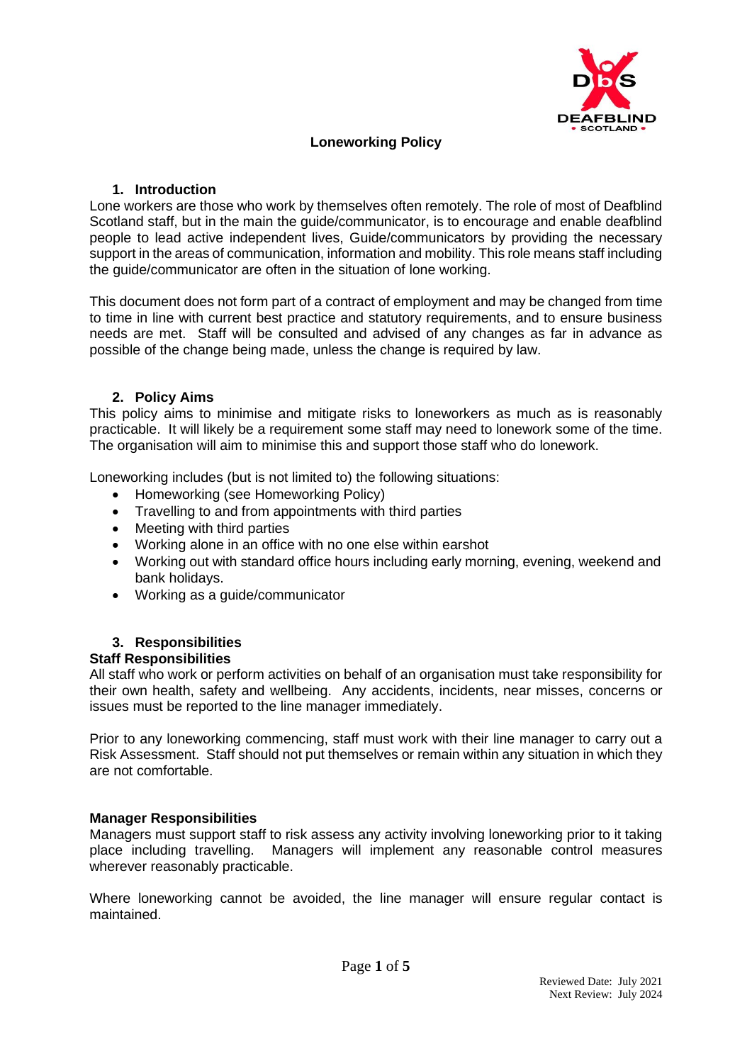# Loneworking Policy

## 1. Introduction

Lone workers are those who work by themselves often remotely. The role of most of Deafblind Scotland staff, but in the main the guide/communicator, is to encourage and enable deafblind people to lead active independent lives, Guide/communicators by providing the necessary support in the areas of communication, information and mobility. This role means staff including the guide/communicator are often in the situation of lone working.

This document does not form part of a contract of employment and may be changed from time to time in line with current best practice and statutory requirements, and to ensure business needs are met. Staff will be consulted and advised of any changes as far in advance as possible of the change being made, unless the change is required by law.

## 2. Policy Aims

This policy aims to minimise and mitigate risks to loneworkers as much as is reasonably practicable. It will likely be a requirement some staff may need to lonework some of the time. The organisation will aim to minimise this and support those staff who do lonework.

Loneworking includes (but is not limited to) the following situations:

- Homeworking (see Homeworking Policy)
- Travelling to and from appointments with third parties
- Meeting with third parties
- Working alone in an office with no one else within earshot
- Working out with standard office hours including early morning, evening, weekend and bank holidays.
- Working as a guide/communicator

## 3. Responsibilities

**Staff Responsibilities**

All staff who work or perform activities on behalf of an organisation must take responsibility for their own health, safety and wellbeing. Any accidents, incidents, near misses, concerns or issues must be reported to the line manager immediately.

Prior to any loneworking commencing, staff must work with their line manager to carry out a Risk Assessment. Staff should not put themselves or remain within any situation in which they are not comfortable.

**Manager Responsibilities**

Managers must support staff to risk assess any activity involving loneworking prior to it taking place including travelling. Managers will implement any reasonable control measures wherever reasonably practicable.

Where loneworking cannot be avoided, the line manager will ensure regular contact is maintained.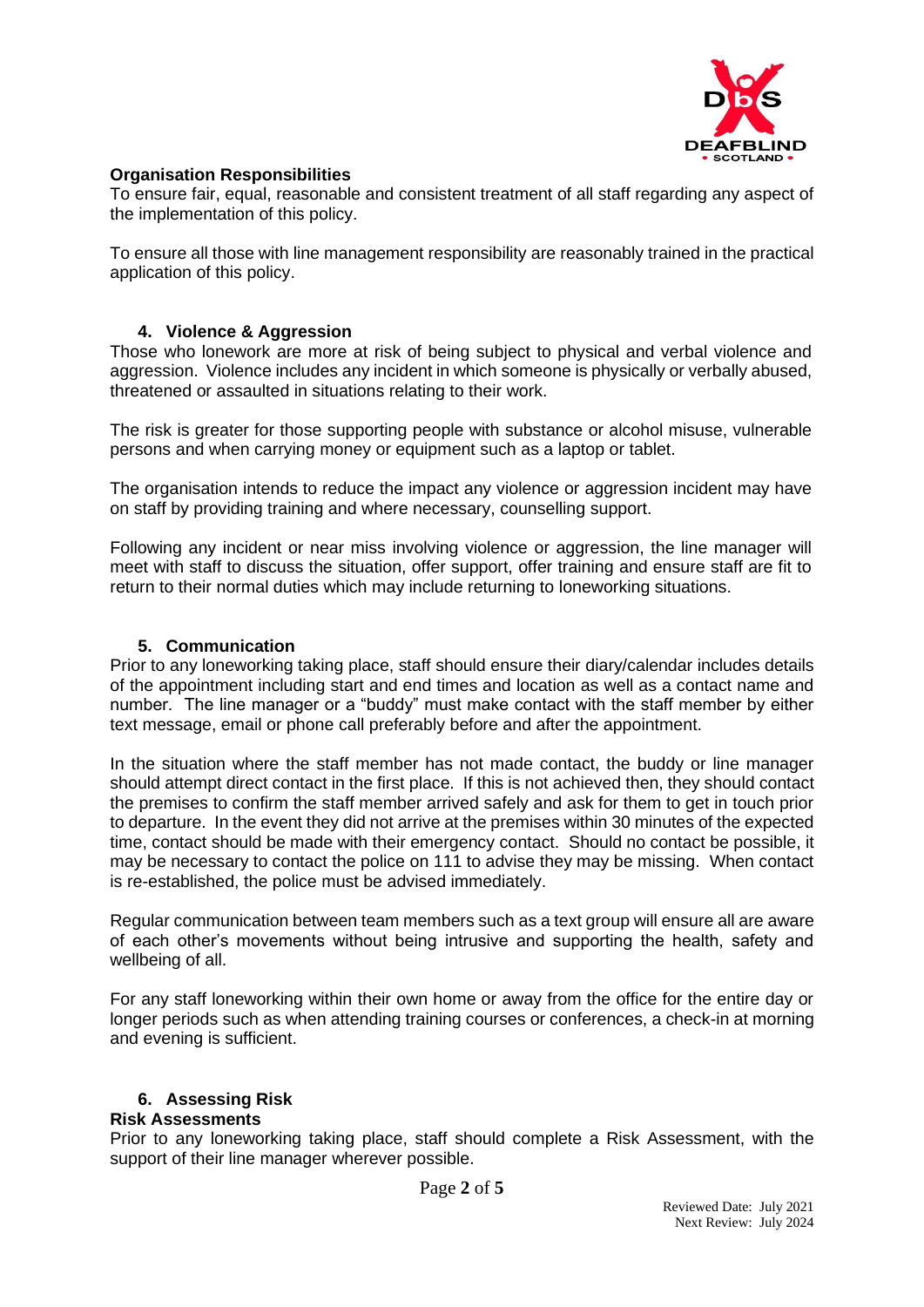**Organisation Responsibilities**

To ensure fair, equal, reasonable and consistent treatment of all staff regarding any aspect of the implementation of this policy.

To ensure all those with line management responsibility are reasonably trained in the practical application of this policy.

## 4. Violence & Aggression

Those who lonework are more at risk of being subject to physical and verbal violence and aggression. Violence includes any incident in which someone is physically or verbally abused, threatened or assaulted in situations relating to their work.

The risk is greater for those supporting people with substance or alcohol misuse, vulnerable persons and when carrying money or equipment such as a laptop or tablet.

The organisation intends to reduce the impact any violence or aggression incident may have on staff by providing training and where necessary, counselling support.

Following any incident or near miss involving violence or aggression, the line manager will meet with staff to discuss the situation, offer support, offer training and ensure staff are fit to return to their normal duties which may include returning to loneworking situations.

## 5. Communication

Prior to any loneworking taking place, staff should ensure their diary/calendar includes details of the appointment including start and end times and location as well as a contact name and number. The line manager or a "buddy" must make contact with the staff member by either text message, email or phone call preferably before and after the appointment.

In the situation where the staff member has not made contact, the buddy or line manager should attempt direct contact in the first place. If this is not achieved then, they should contact the premises to confirm the staff member arrived safely and ask for them to get in touch prior to departure. In the event they did not arrive at the premises within 30 minutes of the expected time, contact should be made with their emergency contact. Should no contact be possible, it may be necessary to contact the police on 111 to advise they may be missing. When contact is re-established, the police must be advised immediately.

Regular communication between team members such as a text group will ensure all are aware of each other's movements without being intrusive and supporting the health, safety and wellbeing of all.

For any staff loneworking within their own home or away from the office for the entire day or longer periods such as when attending training courses or conferences, a check-in at morning and evening is sufficient.

## 6. Assessing Risk

**Risk Assessments**

Prior to any loneworking taking place, staff should complete a Risk Assessment, with the support of their line manager wherever possible.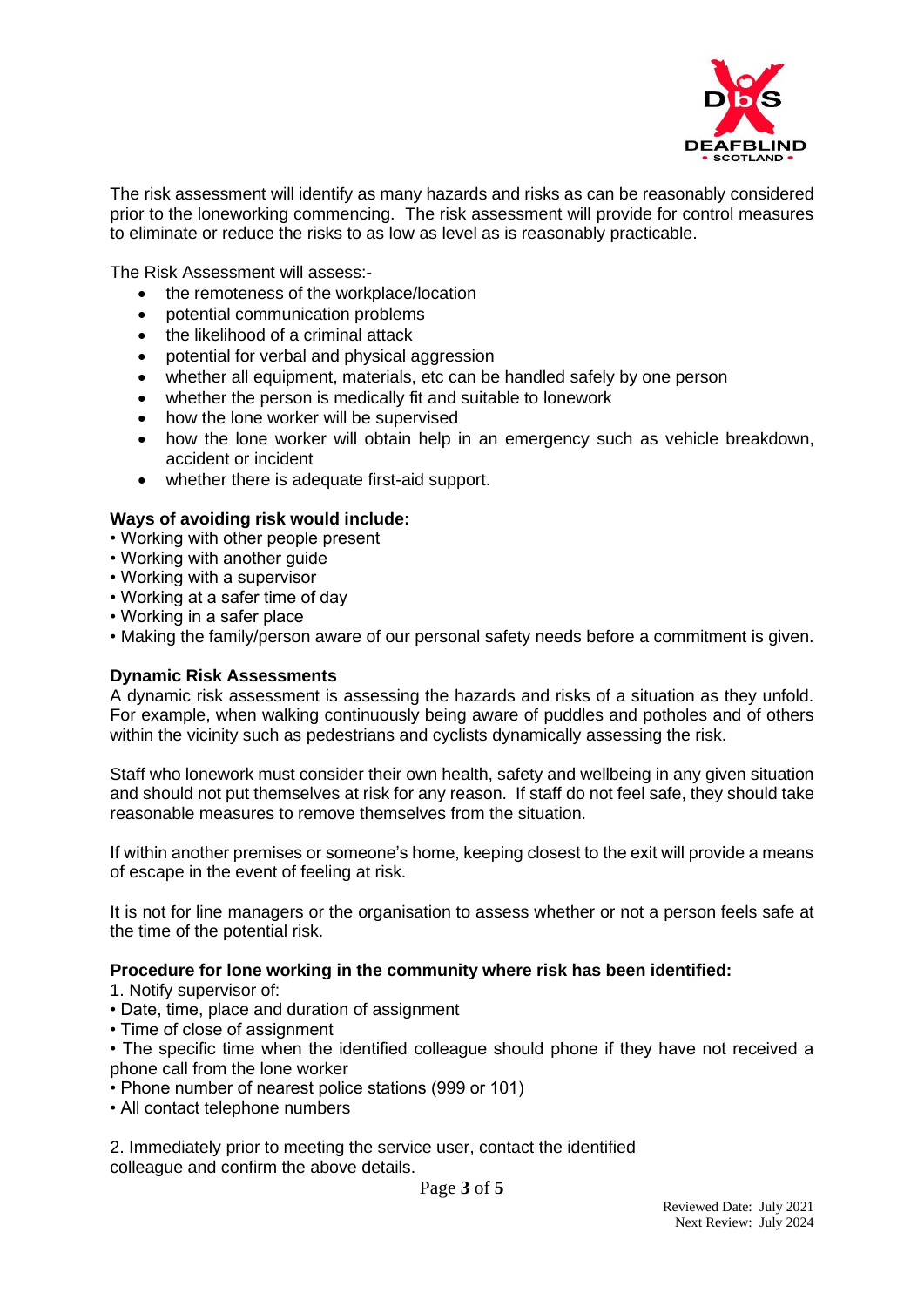The risk assessment will identify as many hazards and risks as can be reasonably considered prior to the loneworking commencing. The risk assessment will provide for control measures to eliminate or reduce the risks to as low as level as is reasonably practicable.

The Risk Assessment will assess:-

- the remoteness of the workplace/location
- potential communication problems
- the likelihood of a criminal attack
- potential for verbal and physical aggression
- whether all equipment, materials, etc can be handled safely by one person
- whether the person is medically fit and suitable to lonework
- how the lone worker will be supervised
- how the lone worker will obtain help in an emergency such as vehicle breakdown, accident or incident
- whether there is adequate first-aid support.

**Ways of avoiding risk would include:**

- Working with other people present
- Working with another guide
- Working with a supervisor
- Working at a safer time of day
- Working in a safer place
- Making the family/person aware of our personal safety needs before a commitment is given.

**Dynamic Risk Assessments**

A dynamic risk assessment is assessing the hazards and risks of a situation as they unfold. For example, when walking continuously being aware of puddles and potholes and of others within the vicinity such as pedestrians and cyclists dynamically assessing the risk.

Staff who lonework must consider their own health, safety and wellbeing in any given situation and should not put themselves at risk for any reason. If staff do not feel safe, they should take reasonable measures to remove themselves from the situation.

If within another premises or someone's home, keeping closest to the exit will provide a means of escape in the event of feeling at risk.

It is not for line managers or the organisation to assess whether or not a person feels safe at the time of the potential risk.

**Procedure for lone working in the community where risk has been identified:**

1. Notify supervisor of:

- Date, time, place and duration of assignment
- Time of close of assignment
- The specific time when the identified colleague should phone if they have not received a phone call from the lone worker
- Phone number of nearest police stations (999 or 101)
- All contact telephone numbers

2. Immediately prior to meeting the service user, contact the identified colleague and confirm the above details.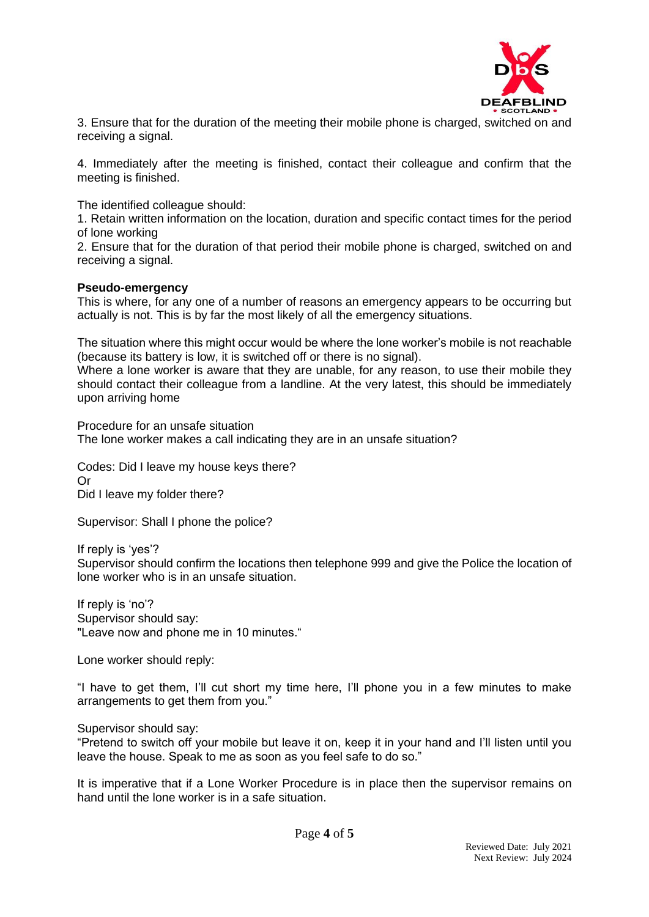3. Ensure that for the duration of the meeting their mobile phone is charged, switched on and receiving a signal.

4. Immediately after the meeting is finished, contact their colleague and confirm that the meeting is finished.

The identified colleague should:
1. Retain written information on the location, duration and specific contact times for the period of lone working
2. Ensure that for the duration of that period their mobile phone is charged, switched on and receiving a signal.

**Pseudo-emergency**
This is where, for any one of a number of reasons an emergency appears to be occurring but actually is not. This is by far the most likely of all the emergency situations.

The situation where this might occur would be where the lone worker's mobile is not reachable (because its battery is low, it is switched off or there is no signal).
Where a lone worker is aware that they are unable, for any reason, to use their mobile they should contact their colleague from a landline. At the very latest, this should be immediately upon arriving home

Procedure for an unsafe situation
The lone worker makes a call indicating they are in an unsafe situation?

Codes: Did I leave my house keys there?
Or
Did I leave my folder there?

Supervisor: Shall I phone the police?

If reply is 'yes'?
Supervisor should confirm the locations then telephone 999 and give the Police the location of lone worker who is in an unsafe situation.

If reply is 'no'?
Supervisor should say:
"Leave now and phone me in 10 minutes."

Lone worker should reply:

"I have to get them, I'll cut short my time here, I'll phone you in a few minutes to make arrangements to get them from you."

Supervisor should say:
"Pretend to switch off your mobile but leave it on, keep it in your hand and I'll listen until you leave the house. Speak to me as soon as you feel safe to do so."

It is imperative that if a Lone Worker Procedure is in place then the supervisor remains on hand until the lone worker is in a safe situation.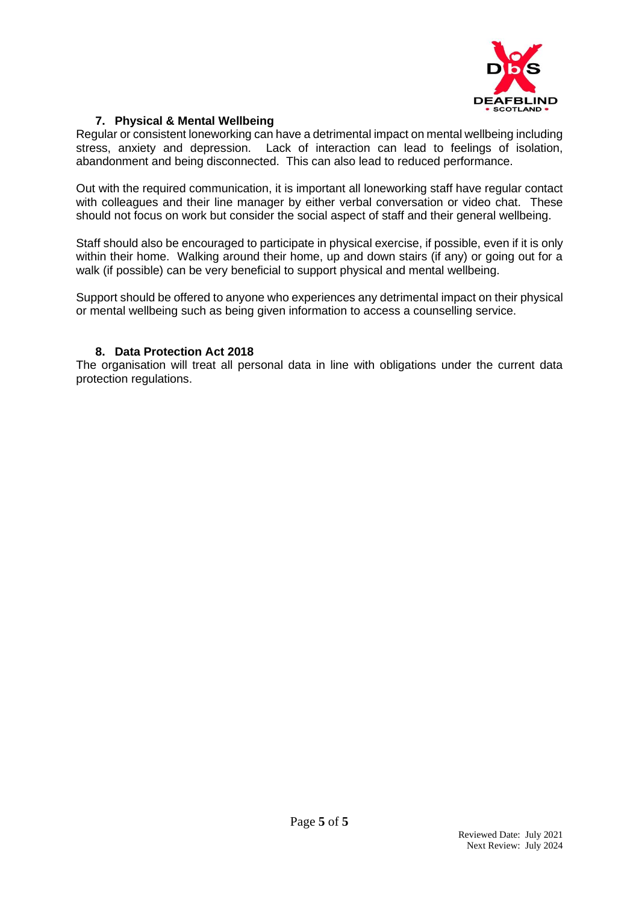## 7. Physical & Mental Wellbeing

Regular or consistent loneworking can have a detrimental impact on mental wellbeing including stress, anxiety and depression. Lack of interaction can lead to feelings of isolation, abandonment and being disconnected. This can also lead to reduced performance.

Out with the required communication, it is important all loneworking staff have regular contact with colleagues and their line manager by either verbal conversation or video chat. These should not focus on work but consider the social aspect of staff and their general wellbeing.

Staff should also be encouraged to participate in physical exercise, if possible, even if it is only within their home. Walking around their home, up and down stairs (if any) or going out for a walk (if possible) can be very beneficial to support physical and mental wellbeing.

Support should be offered to anyone who experiences any detrimental impact on their physical or mental wellbeing such as being given information to access a counselling service.

## 8. Data Protection Act 2018

The organisation will treat all personal data in line with obligations under the current data protection regulations.

Reviewed Date: July 2021
Next Review: July 2024